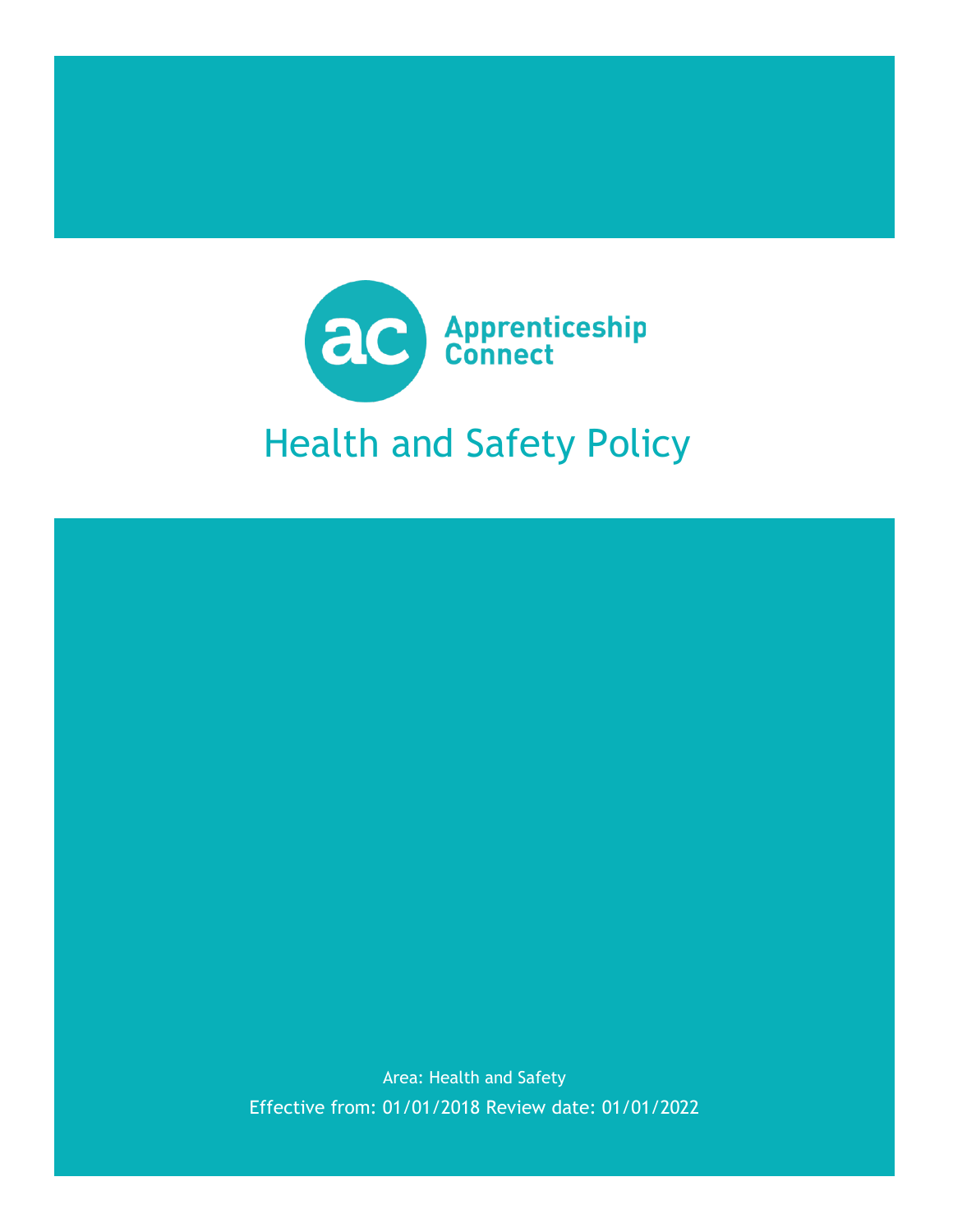Apprenticeship Connect

# Health and Safety Policy

Area: Health and Safety

Effective from: 01/01/2018 Review date: 01/01/2022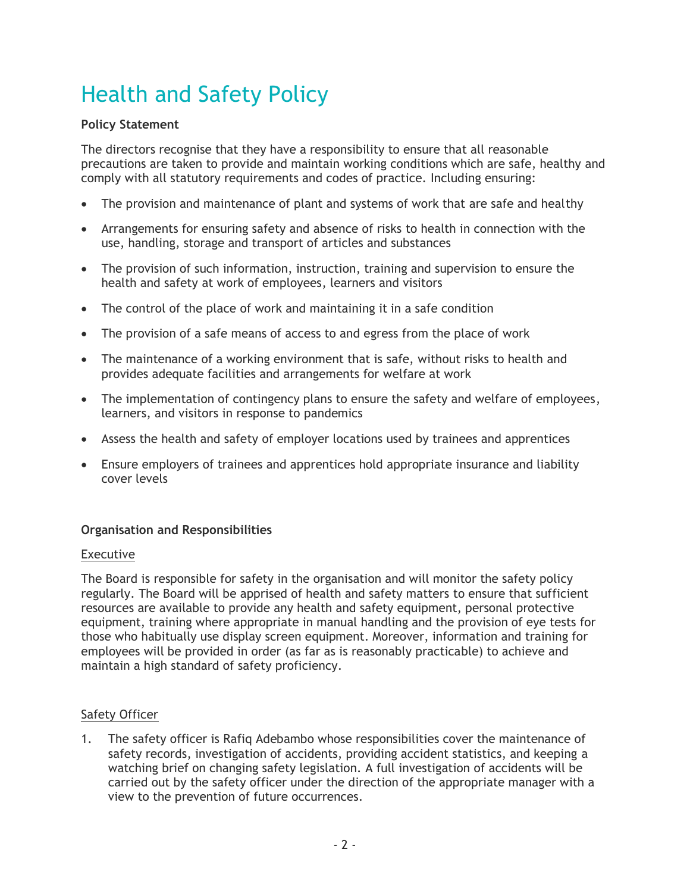# Health and Safety Policy

**Policy Statement**

The directors recognise that they have a responsibility to ensure that all reasonable precautions are taken to provide and maintain working conditions which are safe, healthy and comply with all statutory requirements and codes of practice. Including ensuring:

- The provision and maintenance of plant and systems of work that are safe and healthy
- Arrangements for ensuring safety and absence of risks to health in connection with the use, handling, storage and transport of articles and substances
- The provision of such information, instruction, training and supervision to ensure the health and safety at work of employees, learners and visitors
- The control of the place of work and maintaining it in a safe condition
- The provision of a safe means of access to and egress from the place of work
- The maintenance of a working environment that is safe, without risks to health and provides adequate facilities and arrangements for welfare at work
- The implementation of contingency plans to ensure the safety and welfare of employees, learners, and visitors in response to pandemics
- Assess the health and safety of employer locations used by trainees and apprentices
- Ensure employers of trainees and apprentices hold appropriate insurance and liability cover levels

**Organisation and Responsibilities**

<u>Executive</u>

The Board is responsible for safety in the organisation and will monitor the safety policy regularly. The Board will be apprised of health and safety matters to ensure that sufficient resources are available to provide any health and safety equipment, personal protective equipment, training where appropriate in manual handling and the provision of eye tests for those who habitually use display screen equipment. Moreover, information and training for employees will be provided in order (as far as is reasonably practicable) to achieve and maintain a high standard of safety proficiency.

<u>Safety Officer</u>

1. The safety officer is Rafiq Adebambo whose responsibilities cover the maintenance of safety records, investigation of accidents, providing accident statistics, and keeping a watching brief on changing safety legislation. A full investigation of accidents will be carried out by the safety officer under the direction of the appropriate manager with a view to the prevention of future occurrences.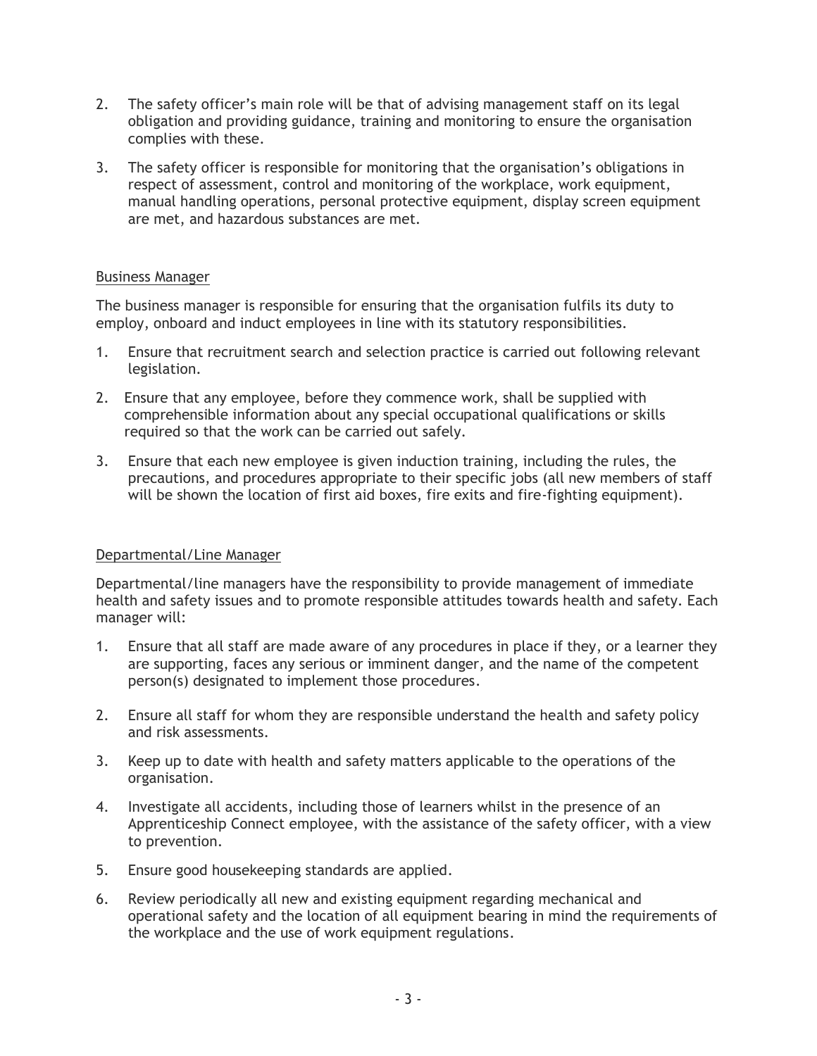2. The safety officer's main role will be that of advising management staff on its legal obligation and providing guidance, training and monitoring to ensure the organisation complies with these.

3. The safety officer is responsible for monitoring that the organisation's obligations in respect of assessment, control and monitoring of the workplace, work equipment, manual handling operations, personal protective equipment, display screen equipment are met, and hazardous substances are met.

<u>Business Manager</u>

The business manager is responsible for ensuring that the organisation fulfils its duty to employ, onboard and induct employees in line with its statutory responsibilities.

1. Ensure that recruitment search and selection practice is carried out following relevant legislation.

2. Ensure that any employee, before they commence work, shall be supplied with comprehensible information about any special occupational qualifications or skills required so that the work can be carried out safely.

3. Ensure that each new employee is given induction training, including the rules, the precautions, and procedures appropriate to their specific jobs (all new members of staff will be shown the location of first aid boxes, fire exits and fire-fighting equipment).

<u>Departmental/Line Manager</u>

Departmental/line managers have the responsibility to provide management of immediate health and safety issues and to promote responsible attitudes towards health and safety. Each manager will:

1. Ensure that all staff are made aware of any procedures in place if they, or a learner they are supporting, faces any serious or imminent danger, and the name of the competent person(s) designated to implement those procedures.

2. Ensure all staff for whom they are responsible understand the health and safety policy and risk assessments.

3. Keep up to date with health and safety matters applicable to the operations of the organisation.

4. Investigate all accidents, including those of learners whilst in the presence of an Apprenticeship Connect employee, with the assistance of the safety officer, with a view to prevention.

5. Ensure good housekeeping standards are applied.

6. Review periodically all new and existing equipment regarding mechanical and operational safety and the location of all equipment bearing in mind the requirements of the workplace and the use of work equipment regulations.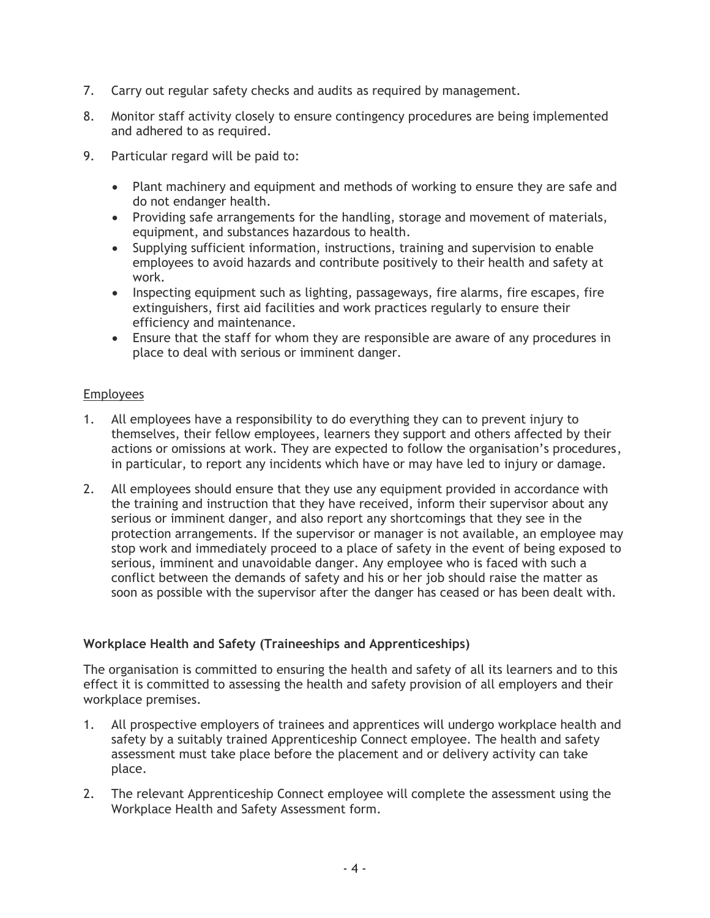7. Carry out regular safety checks and audits as required by management.

8. Monitor staff activity closely to ensure contingency procedures are being implemented and adhered to as required.

9. Particular regard will be paid to:

   - Plant machinery and equipment and methods of working to ensure they are safe and do not endanger health.
   - Providing safe arrangements for the handling, storage and movement of materials, equipment, and substances hazardous to health.
   - Supplying sufficient information, instructions, training and supervision to enable employees to avoid hazards and contribute positively to their health and safety at work.
   - Inspecting equipment such as lighting, passageways, fire alarms, fire escapes, fire extinguishers, first aid facilities and work practices regularly to ensure their efficiency and maintenance.
   - Ensure that the staff for whom they are responsible are aware of any procedures in place to deal with serious or imminent danger.

<u>Employees</u>

1. All employees have a responsibility to do everything they can to prevent injury to themselves, their fellow employees, learners they support and others affected by their actions or omissions at work. They are expected to follow the organisation's procedures, in particular, to report any incidents which have or may have led to injury or damage.

2. All employees should ensure that they use any equipment provided in accordance with the training and instruction that they have received, inform their supervisor about any serious or imminent danger, and also report any shortcomings that they see in the protection arrangements. If the supervisor or manager is not available, an employee may stop work and immediately proceed to a place of safety in the event of being exposed to serious, imminent and unavoidable danger. Any employee who is faced with such a conflict between the demands of safety and his or her job should raise the matter as soon as possible with the supervisor after the danger has ceased or has been dealt with.

**Workplace Health and Safety (Traineeships and Apprenticeships)**

The organisation is committed to ensuring the health and safety of all its learners and to this effect it is committed to assessing the health and safety provision of all employers and their workplace premises.

1. All prospective employers of trainees and apprentices will undergo workplace health and safety by a suitably trained Apprenticeship Connect employee. The health and safety assessment must take place before the placement and or delivery activity can take place.

2. The relevant Apprenticeship Connect employee will complete the assessment using the Workplace Health and Safety Assessment form.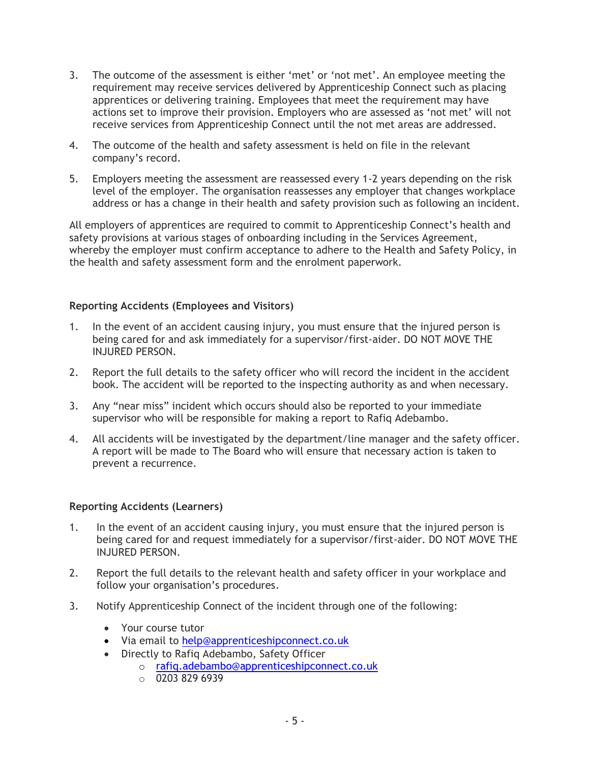3. The outcome of the assessment is either 'met' or 'not met'. An employee meeting the requirement may receive services delivered by Apprenticeship Connect such as placing apprentices or delivering training. Employees that meet the requirement may have actions set to improve their provision. Employers who are assessed as 'not met' will not receive services from Apprenticeship Connect until the not met areas are addressed.

4. The outcome of the health and safety assessment is held on file in the relevant company's record.

5. Employers meeting the assessment are reassessed every 1-2 years depending on the risk level of the employer. The organisation reassesses any employer that changes workplace address or has a change in their health and safety provision such as following an incident.

All employers of apprentices are required to commit to Apprenticeship Connect's health and safety provisions at various stages of onboarding including in the Services Agreement, whereby the employer must confirm acceptance to adhere to the Health and Safety Policy, in the health and safety assessment form and the enrolment paperwork.

**Reporting Accidents (Employees and Visitors)**

1. In the event of an accident causing injury, you must ensure that the injured person is being cared for and ask immediately for a supervisor/first-aider. DO NOT MOVE THE INJURED PERSON.

2. Report the full details to the safety officer who will record the incident in the accident book. The accident will be reported to the inspecting authority as and when necessary.

3. Any "near miss" incident which occurs should also be reported to your immediate supervisor who will be responsible for making a report to Rafiq Adebambo.

4. All accidents will be investigated by the department/line manager and the safety officer. A report will be made to The Board who will ensure that necessary action is taken to prevent a recurrence.

**Reporting Accidents (Learners)**

1. In the event of an accident causing injury, you must ensure that the injured person is being cared for and request immediately for a supervisor/first-aider. DO NOT MOVE THE INJURED PERSON.

2. Report the full details to the relevant health and safety officer in your workplace and follow your organisation's procedures.

3. Notify Apprenticeship Connect of the incident through one of the following:

   - Your course tutor
   - Via email to help@apprenticeshipconnect.co.uk
   - Directly to Rafiq Adebambo, Safety Officer
     - rafiq.adebambo@apprenticeshipconnect.co.uk
     - 0203 829 6939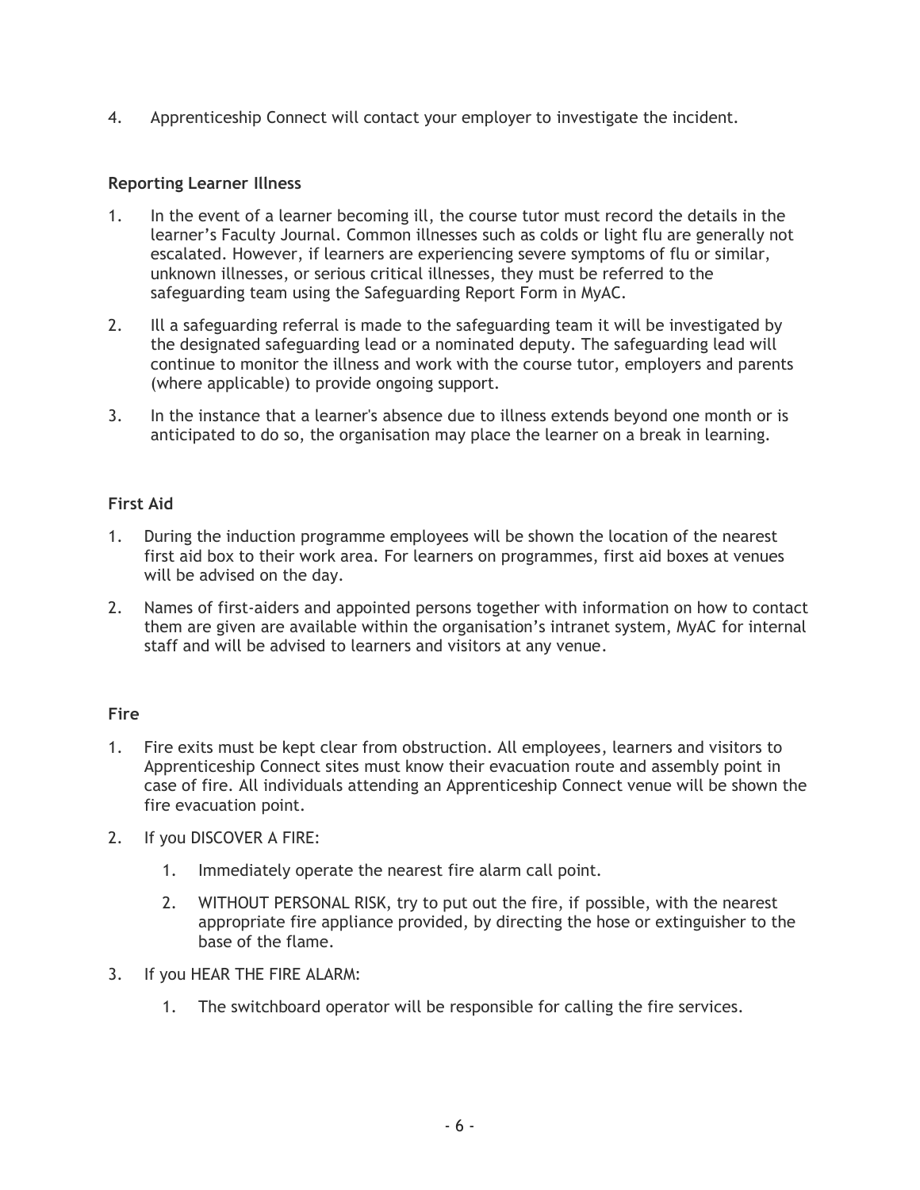4. Apprenticeship Connect will contact your employer to investigate the incident.

**Reporting Learner Illness**

1. In the event of a learner becoming ill, the course tutor must record the details in the learner's Faculty Journal. Common illnesses such as colds or light flu are generally not escalated. However, if learners are experiencing severe symptoms of flu or similar, unknown illnesses, or serious critical illnesses, they must be referred to the safeguarding team using the Safeguarding Report Form in MyAC.
2. Ill a safeguarding referral is made to the safeguarding team it will be investigated by the designated safeguarding lead or a nominated deputy. The safeguarding lead will continue to monitor the illness and work with the course tutor, employers and parents (where applicable) to provide ongoing support.
3. In the instance that a learner's absence due to illness extends beyond one month or is anticipated to do so, the organisation may place the learner on a break in learning.

**First Aid**

1. During the induction programme employees will be shown the location of the nearest first aid box to their work area. For learners on programmes, first aid boxes at venues will be advised on the day.
2. Names of first-aiders and appointed persons together with information on how to contact them are given are available within the organisation's intranet system, MyAC for internal staff and will be advised to learners and visitors at any venue.

**Fire**

1. Fire exits must be kept clear from obstruction. All employees, learners and visitors to Apprenticeship Connect sites must know their evacuation route and assembly point in case of fire. All individuals attending an Apprenticeship Connect venue will be shown the fire evacuation point.
2. If you DISCOVER A FIRE:
    1. Immediately operate the nearest fire alarm call point.
    2. WITHOUT PERSONAL RISK, try to put out the fire, if possible, with the nearest appropriate fire appliance provided, by directing the hose or extinguisher to the base of the flame.
3. If you HEAR THE FIRE ALARM:
    1. The switchboard operator will be responsible for calling the fire services.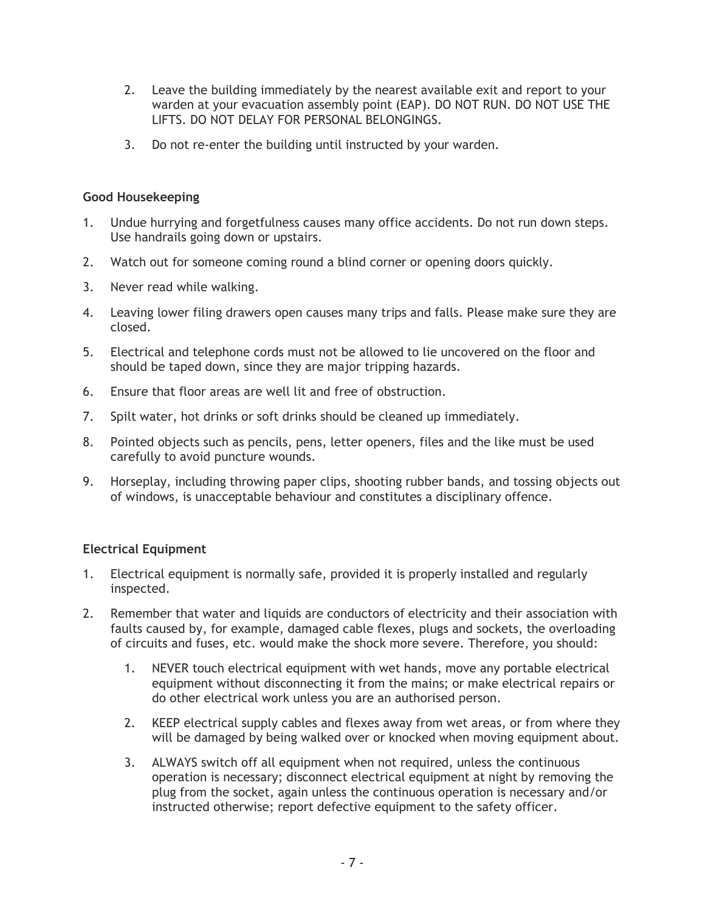2. Leave the building immediately by the nearest available exit and report to your warden at your evacuation assembly point (EAP). DO NOT RUN. DO NOT USE THE LIFTS. DO NOT DELAY FOR PERSONAL BELONGINGS.

3. Do not re-enter the building until instructed by your warden.

**Good Housekeeping**

1. Undue hurrying and forgetfulness causes many office accidents. Do not run down steps. Use handrails going down or upstairs.
2. Watch out for someone coming round a blind corner or opening doors quickly.
3. Never read while walking.
4. Leaving lower filing drawers open causes many trips and falls. Please make sure they are closed.
5. Electrical and telephone cords must not be allowed to lie uncovered on the floor and should be taped down, since they are major tripping hazards.
6. Ensure that floor areas are well lit and free of obstruction.
7. Spilt water, hot drinks or soft drinks should be cleaned up immediately.
8. Pointed objects such as pencils, pens, letter openers, files and the like must be used carefully to avoid puncture wounds.
9. Horseplay, including throwing paper clips, shooting rubber bands, and tossing objects out of windows, is unacceptable behaviour and constitutes a disciplinary offence.

**Electrical Equipment**

1. Electrical equipment is normally safe, provided it is properly installed and regularly inspected.
2. Remember that water and liquids are conductors of electricity and their association with faults caused by, for example, damaged cable flexes, plugs and sockets, the overloading of circuits and fuses, etc. would make the shock more severe. Therefore, you should:
    1. NEVER touch electrical equipment with wet hands, move any portable electrical equipment without disconnecting it from the mains; or make electrical repairs or do other electrical work unless you are an authorised person.
    2. KEEP electrical supply cables and flexes away from wet areas, or from where they will be damaged by being walked over or knocked when moving equipment about.
    3. ALWAYS switch off all equipment when not required, unless the continuous operation is necessary; disconnect electrical equipment at night by removing the plug from the socket, again unless the continuous operation is necessary and/or instructed otherwise; report defective equipment to the safety officer.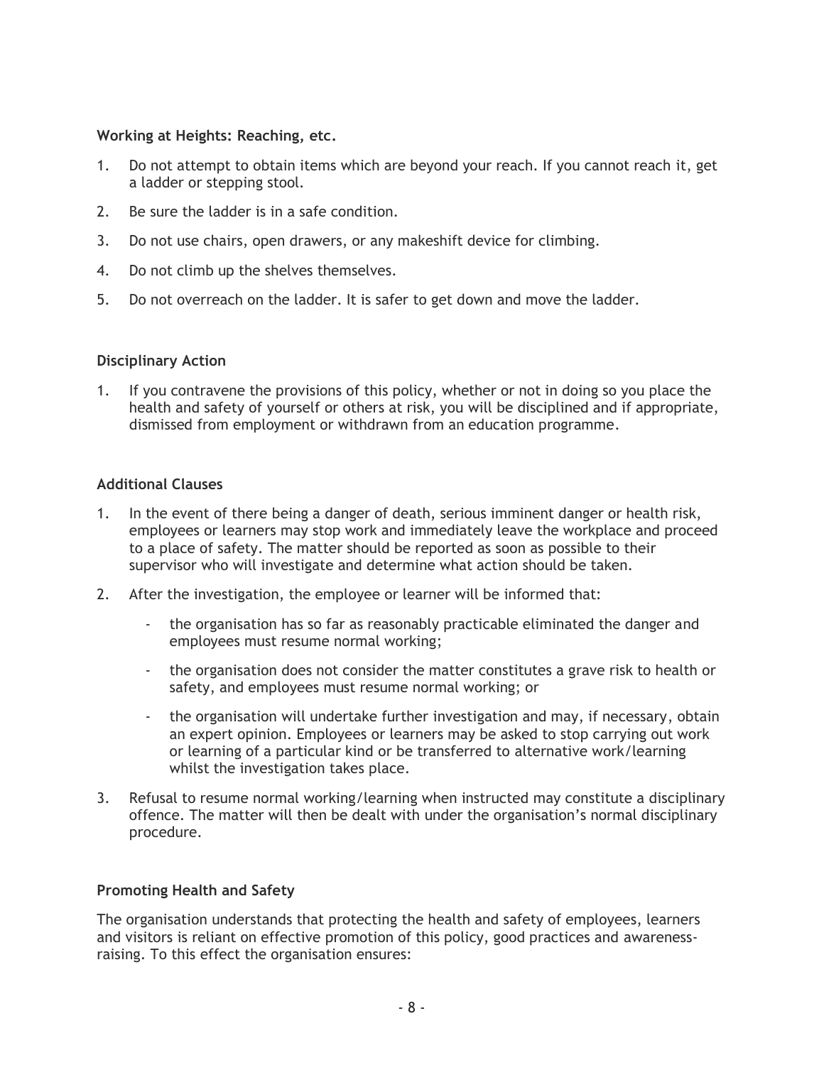**Working at Heights: Reaching, etc.**

1. Do not attempt to obtain items which are beyond your reach. If you cannot reach it, get a ladder or stepping stool.
2. Be sure the ladder is in a safe condition.
3. Do not use chairs, open drawers, or any makeshift device for climbing.
4. Do not climb up the shelves themselves.
5. Do not overreach on the ladder. It is safer to get down and move the ladder.

**Disciplinary Action**

1. If you contravene the provisions of this policy, whether or not in doing so you place the health and safety of yourself or others at risk, you will be disciplined and if appropriate, dismissed from employment or withdrawn from an education programme.

**Additional Clauses**

1. In the event of there being a danger of death, serious imminent danger or health risk, employees or learners may stop work and immediately leave the workplace and proceed to a place of safety. The matter should be reported as soon as possible to their supervisor who will investigate and determine what action should be taken.
2. After the investigation, the employee or learner will be informed that:
    - the organisation has so far as reasonably practicable eliminated the danger and employees must resume normal working;
    - the organisation does not consider the matter constitutes a grave risk to health or safety, and employees must resume normal working; or
    - the organisation will undertake further investigation and may, if necessary, obtain an expert opinion. Employees or learners may be asked to stop carrying out work or learning of a particular kind or be transferred to alternative work/learning whilst the investigation takes place.
3. Refusal to resume normal working/learning when instructed may constitute a disciplinary offence. The matter will then be dealt with under the organisation's normal disciplinary procedure.

**Promoting Health and Safety**

The organisation understands that protecting the health and safety of employees, learners and visitors is reliant on effective promotion of this policy, good practices and awareness-raising. To this effect the organisation ensures: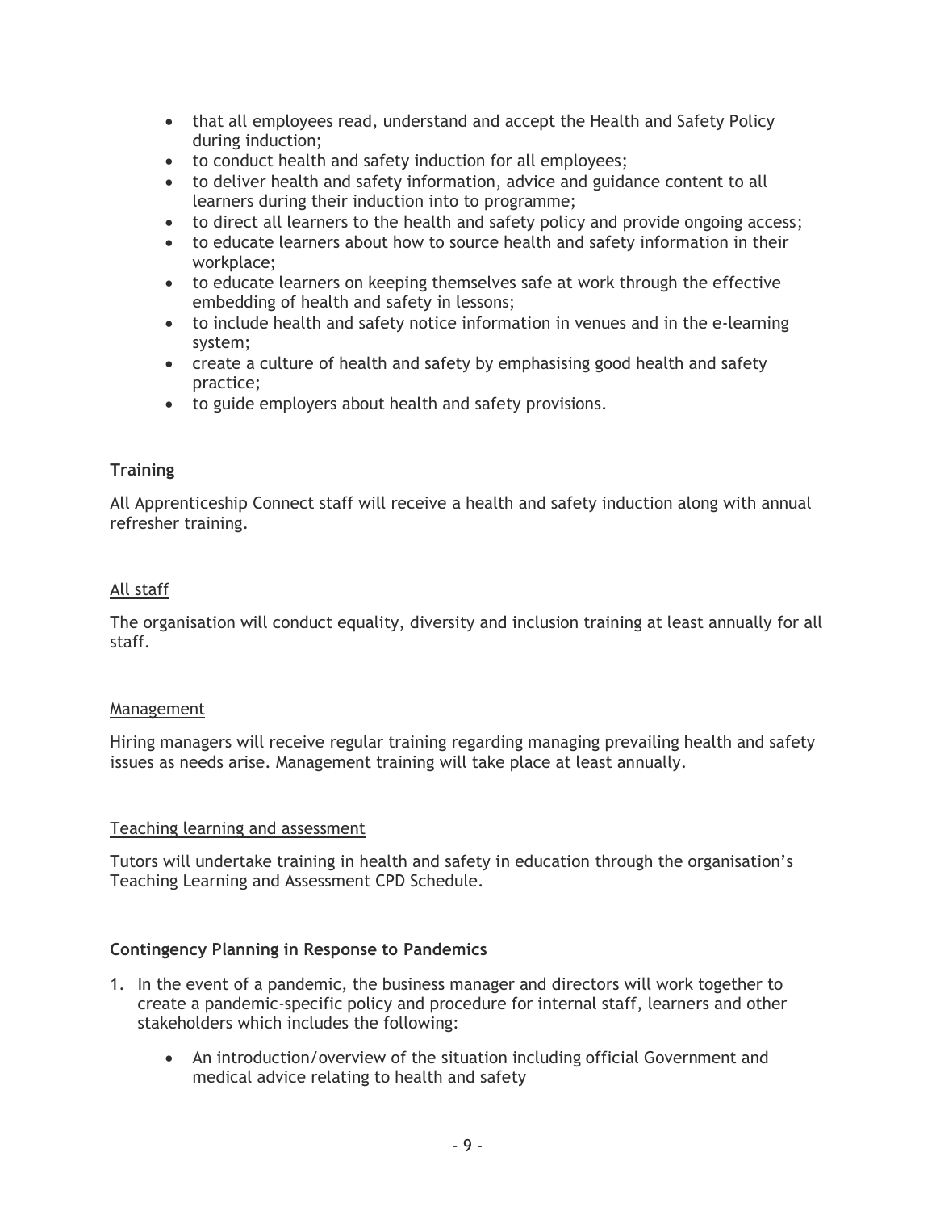- that all employees read, understand and accept the Health and Safety Policy during induction;
- to conduct health and safety induction for all employees;
- to deliver health and safety information, advice and guidance content to all learners during their induction into to programme;
- to direct all learners to the health and safety policy and provide ongoing access;
- to educate learners about how to source health and safety information in their workplace;
- to educate learners on keeping themselves safe at work through the effective embedding of health and safety in lessons;
- to include health and safety notice information in venues and in the e-learning system;
- create a culture of health and safety by emphasising good health and safety practice;
- to guide employers about health and safety provisions.

**Training**

All Apprenticeship Connect staff will receive a health and safety induction along with annual refresher training.

<u>All staff</u>

The organisation will conduct equality, diversity and inclusion training at least annually for all staff.

<u>Management</u>

Hiring managers will receive regular training regarding managing prevailing health and safety issues as needs arise. Management training will take place at least annually.

<u>Teaching learning and assessment</u>

Tutors will undertake training in health and safety in education through the organisation's Teaching Learning and Assessment CPD Schedule.

**Contingency Planning in Response to Pandemics**

1. In the event of a pandemic, the business manager and directors will work together to create a pandemic-specific policy and procedure for internal staff, learners and other stakeholders which includes the following:

    - An introduction/overview of the situation including official Government and medical advice relating to health and safety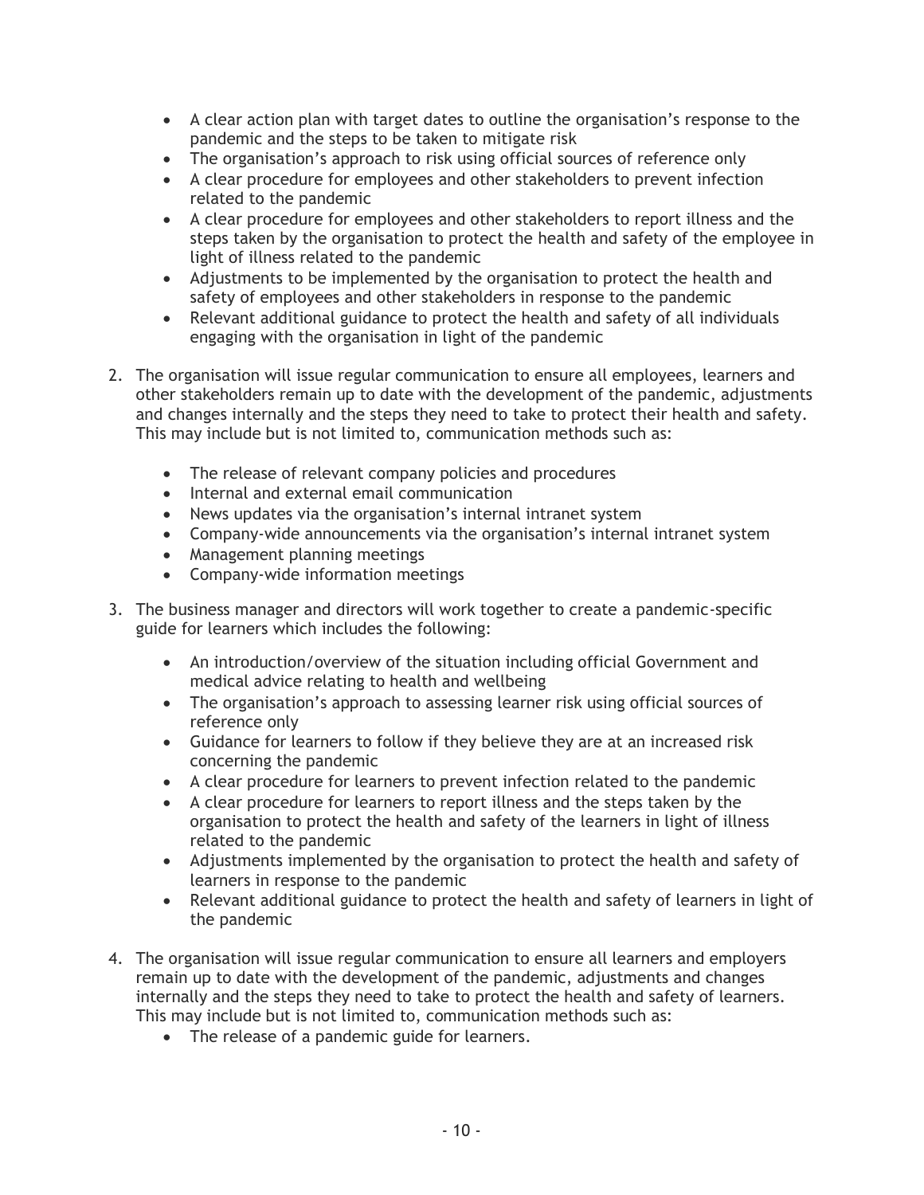- A clear action plan with target dates to outline the organisation's response to the pandemic and the steps to be taken to mitigate risk
- The organisation's approach to risk using official sources of reference only
- A clear procedure for employees and other stakeholders to prevent infection related to the pandemic
- A clear procedure for employees and other stakeholders to report illness and the steps taken by the organisation to protect the health and safety of the employee in light of illness related to the pandemic
- Adjustments to be implemented by the organisation to protect the health and safety of employees and other stakeholders in response to the pandemic
- Relevant additional guidance to protect the health and safety of all individuals engaging with the organisation in light of the pandemic

2. The organisation will issue regular communication to ensure all employees, learners and other stakeholders remain up to date with the development of the pandemic, adjustments and changes internally and the steps they need to take to protect their health and safety. This may include but is not limited to, communication methods such as:

    - The release of relevant company policies and procedures
    - Internal and external email communication
    - News updates via the organisation's internal intranet system
    - Company-wide announcements via the organisation's internal intranet system
    - Management planning meetings
    - Company-wide information meetings

3. The business manager and directors will work together to create a pandemic-specific guide for learners which includes the following:

    - An introduction/overview of the situation including official Government and medical advice relating to health and wellbeing
    - The organisation's approach to assessing learner risk using official sources of reference only
    - Guidance for learners to follow if they believe they are at an increased risk concerning the pandemic
    - A clear procedure for learners to prevent infection related to the pandemic
    - A clear procedure for learners to report illness and the steps taken by the organisation to protect the health and safety of the learners in light of illness related to the pandemic
    - Adjustments implemented by the organisation to protect the health and safety of learners in response to the pandemic
    - Relevant additional guidance to protect the health and safety of learners in light of the pandemic

4. The organisation will issue regular communication to ensure all learners and employers remain up to date with the development of the pandemic, adjustments and changes internally and the steps they need to take to protect the health and safety of learners. This may include but is not limited to, communication methods such as:
    - The release of a pandemic guide for learners.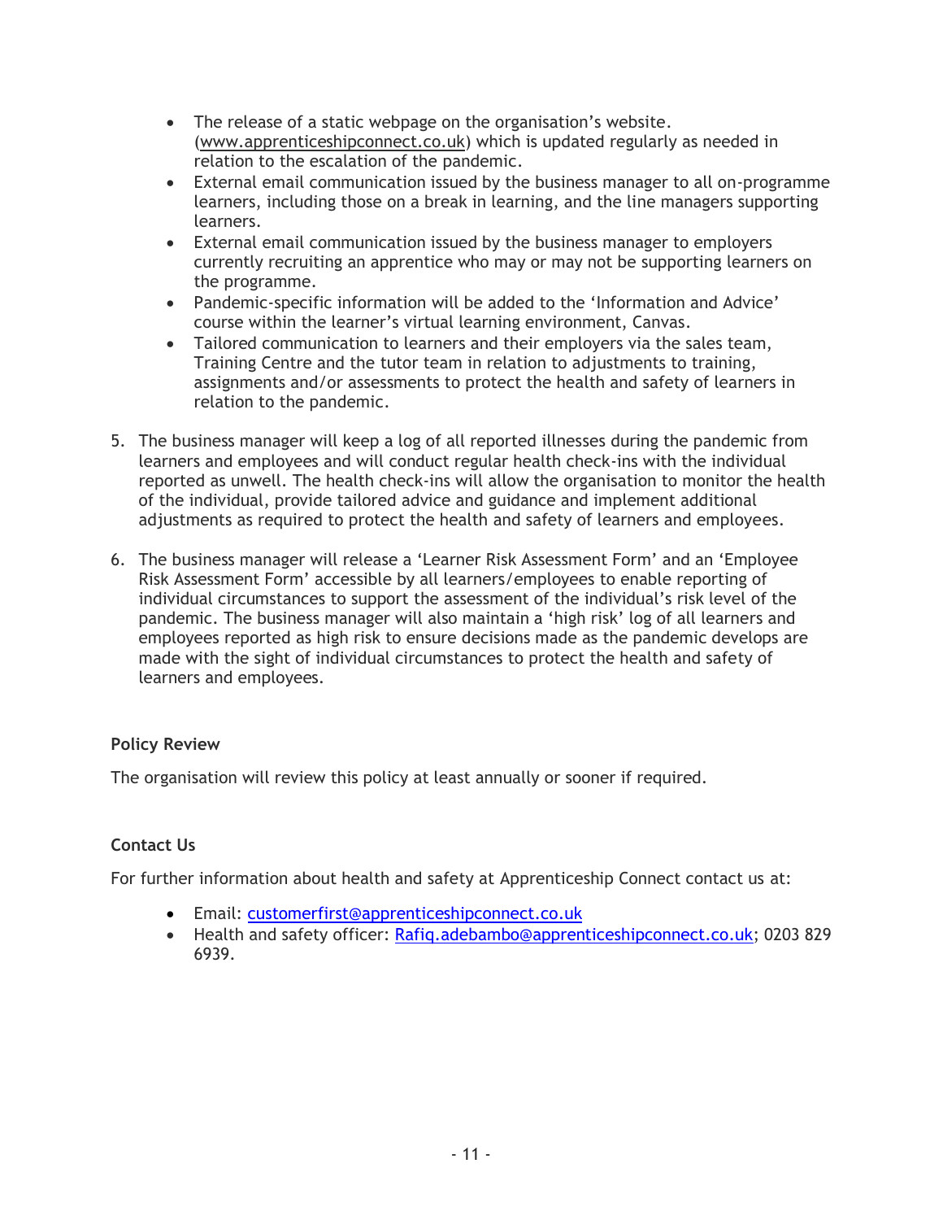- The release of a static webpage on the organisation's website. (www.apprenticeshipconnect.co.uk) which is updated regularly as needed in relation to the escalation of the pandemic.
- External email communication issued by the business manager to all on-programme learners, including those on a break in learning, and the line managers supporting learners.
- External email communication issued by the business manager to employers currently recruiting an apprentice who may or may not be supporting learners on the programme.
- Pandemic-specific information will be added to the 'Information and Advice' course within the learner's virtual learning environment, Canvas.
- Tailored communication to learners and their employers via the sales team, Training Centre and the tutor team in relation to adjustments to training, assignments and/or assessments to protect the health and safety of learners in relation to the pandemic.

5. The business manager will keep a log of all reported illnesses during the pandemic from learners and employees and will conduct regular health check-ins with the individual reported as unwell. The health check-ins will allow the organisation to monitor the health of the individual, provide tailored advice and guidance and implement additional adjustments as required to protect the health and safety of learners and employees.

6. The business manager will release a 'Learner Risk Assessment Form' and an 'Employee Risk Assessment Form' accessible by all learners/employees to enable reporting of individual circumstances to support the assessment of the individual's risk level of the pandemic. The business manager will also maintain a 'high risk' log of all learners and employees reported as high risk to ensure decisions made as the pandemic develops are made with the sight of individual circumstances to protect the health and safety of learners and employees.

**Policy Review**

The organisation will review this policy at least annually or sooner if required.

**Contact Us**

For further information about health and safety at Apprenticeship Connect contact us at:

- Email: customerfirst@apprenticeshipconnect.co.uk
- Health and safety officer: Rafiq.adebambo@apprenticeshipconnect.co.uk; 0203 829 6939.